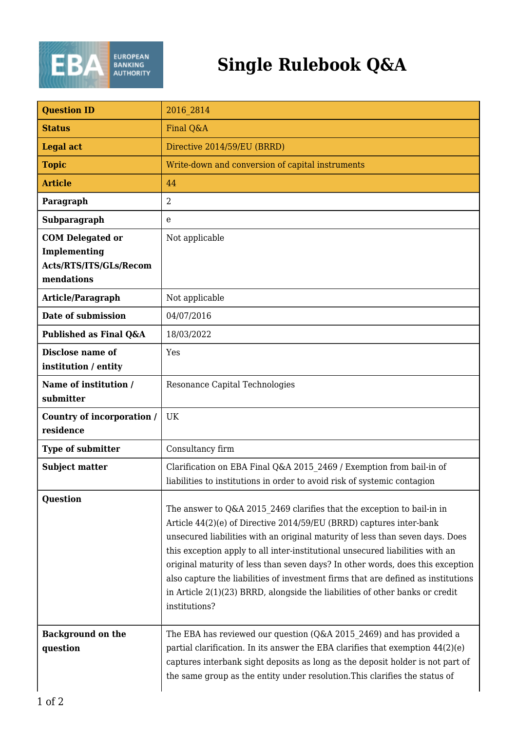# Single Rulebook Q&A

| | |
|---|---|
| **Question ID** | 2016_2814 |
| **Status** | Final Q&A |
| **Legal act** | Directive 2014/59/EU (BRRD) |
| **Topic** | Write-down and conversion of capital instruments |
| **Article** | 44 |
| **Paragraph** | 2 |
| **Subparagraph** | e |
| **COM Delegated or Implementing Acts/RTS/ITS/GLs/Recommendations** | Not applicable |
| **Article/Paragraph** | Not applicable |
| **Date of submission** | 04/07/2016 |
| **Published as Final Q&A** | 18/03/2022 |
| **Disclose name of institution / entity** | Yes |
| **Name of institution / submitter** | Resonance Capital Technologies |
| **Country of incorporation / residence** | UK |
| **Type of submitter** | Consultancy firm |
| **Subject matter** | Clarification on EBA Final Q&A 2015_2469 / Exemption from bail-in of liabilities to institutions in order to avoid risk of systemic contagion |
| **Question** | The answer to Q&A 2015_2469 clarifies that the exception to bail-in in Article 44(2)(e) of Directive 2014/59/EU (BRRD) captures inter-bank unsecured liabilities with an original maturity of less than seven days. Does this exception apply to all inter-institutional unsecured liabilities with an original maturity of less than seven days? In other words, does this exception also capture the liabilities of investment firms that are defined as institutions in Article 2(1)(23) BRRD, alongside the liabilities of other banks or credit institutions? |
| **Background on the question** | The EBA has reviewed our question (Q&A 2015_2469) and has provided a partial clarification. In its answer the EBA clarifies that exemption 44(2)(e) captures interbank sight deposits as long as the deposit holder is not part of the same group as the entity under resolution.This clarifies the status of |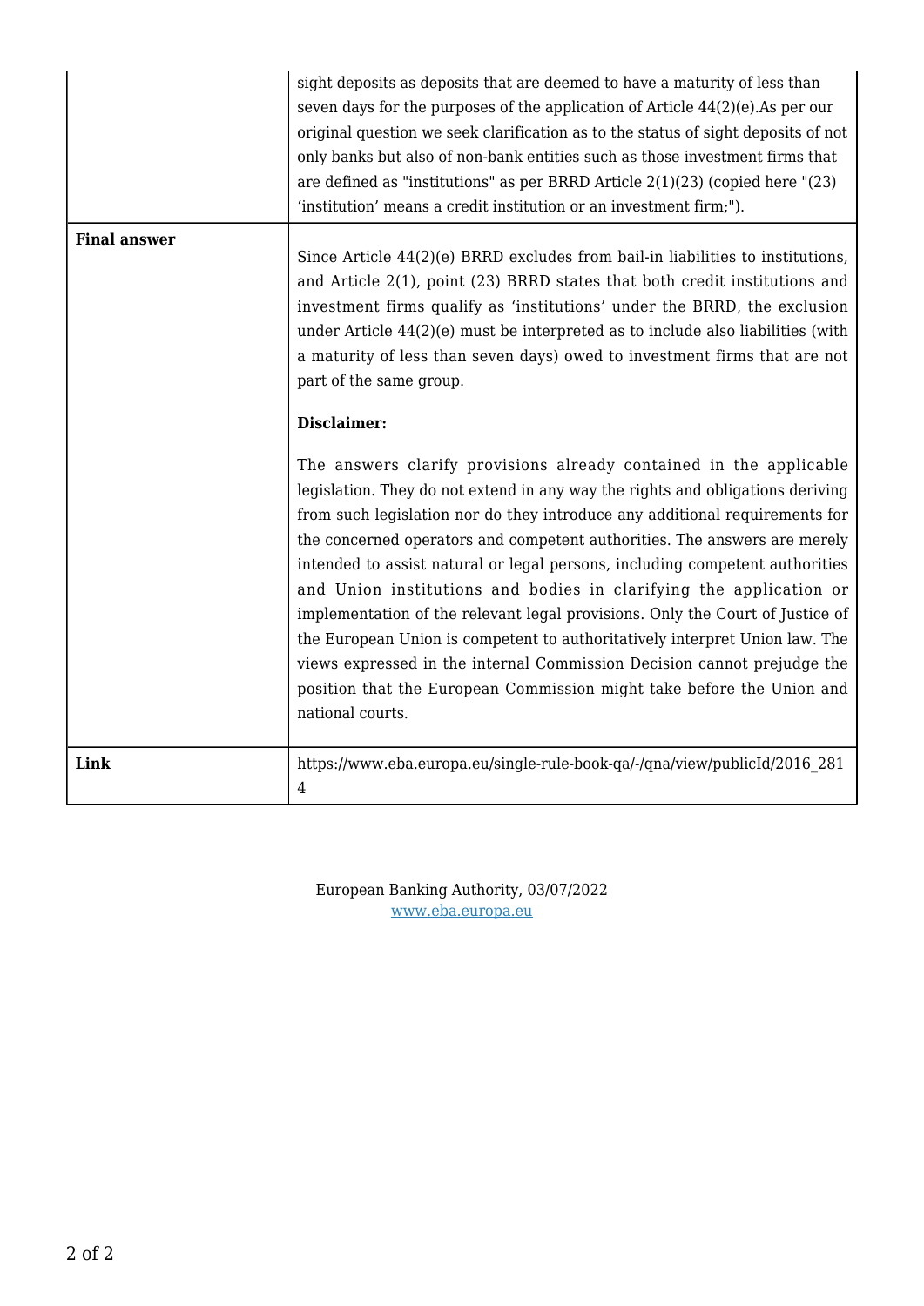| | |
|---|---|
| | sight deposits as deposits that are deemed to have a maturity of less than seven days for the purposes of the application of Article 44(2)(e).As per our original question we seek clarification as to the status of sight deposits of not only banks but also of non-bank entities such as those investment firms that are defined as "institutions" as per BRRD Article 2(1)(23) (copied here "(23) 'institution' means a credit institution or an investment firm;"). |
| **Final answer** | Since Article 44(2)(e) BRRD excludes from bail-in liabilities to institutions, and Article 2(1), point (23) BRRD states that both credit institutions and investment firms qualify as 'institutions' under the BRRD, the exclusion under Article 44(2)(e) must be interpreted as to include also liabilities (with a maturity of less than seven days) owed to investment firms that are not part of the same group.<br><br>**Disclaimer:**<br><br>The answers clarify provisions already contained in the applicable legislation. They do not extend in any way the rights and obligations deriving from such legislation nor do they introduce any additional requirements for the concerned operators and competent authorities. The answers are merely intended to assist natural or legal persons, including competent authorities and Union institutions and bodies in clarifying the application or implementation of the relevant legal provisions. Only the Court of Justice of the European Union is competent to authoritatively interpret Union law. The views expressed in the internal Commission Decision cannot prejudge the position that the European Commission might take before the Union and national courts. |
| **Link** | https://www.eba.europa.eu/single-rule-book-qa/-/qna/view/publicId/2016_2814 |

European Banking Authority, 03/07/2022
www.eba.europa.eu